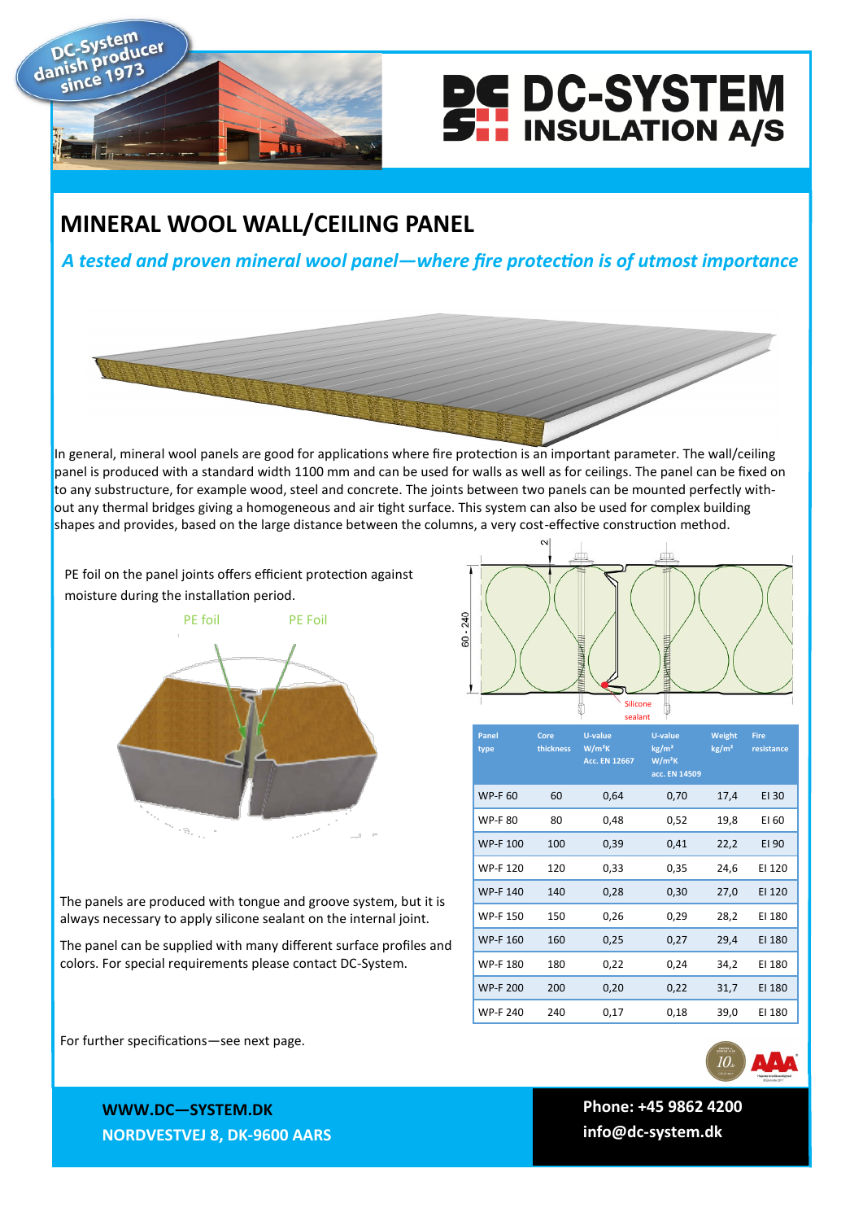DC-System danish producer since 1973

# DC-SYSTEM INSULATION A/S

## MINERAL WOOL WALL/CEILING PANEL

*A tested and proven mineral wool panel—where fire protection is of utmost importance*

In general, mineral wool panels are good for applications where fire protection is an important parameter. The wall/ceiling panel is produced with a standard width 1100 mm and can be used for walls as well as for ceilings. The panel can be fixed on to any substructure, for example wood, steel and concrete. The joints between two panels can be mounted perfectly without any thermal bridges giving a homogeneous and air tight surface. This system can also be used for complex building shapes and provides, based on the large distance between the columns, a very cost-effective construction method.

PE foil on the panel joints offers efficient protection against moisture during the installation period.

PE foil   PE Foil

2

60 - 240

Silicone sealant

| Panel type | Core thickness | U-value W/m²K Acc. EN 12667 | U-value kg/m² W/m²K acc. EN 14509 | Weight kg/m² | Fire resistance |
|---|---|---|---|---|---|
| WP-F 60 | 60 | 0,64 | 0,70 | 17,4 | EI 30 |
| WP-F 80 | 80 | 0,48 | 0,52 | 19,8 | EI 60 |
| WP-F 100 | 100 | 0,39 | 0,41 | 22,2 | EI 90 |
| WP-F 120 | 120 | 0,33 | 0,35 | 24,6 | EI 120 |
| WP-F 140 | 140 | 0,28 | 0,30 | 27,0 | EI 120 |
| WP-F 150 | 150 | 0,26 | 0,29 | 28,2 | EI 180 |
| WP-F 160 | 160 | 0,25 | 0,27 | 29,4 | EI 180 |
| WP-F 180 | 180 | 0,22 | 0,24 | 34,2 | EI 180 |
| WP-F 200 | 200 | 0,20 | 0,22 | 31,7 | EI 180 |
| WP-F 240 | 240 | 0,17 | 0,18 | 39,0 | EI 180 |

The panels are produced with tongue and groove system, but it is always necessary to apply silicone sealant on the internal joint.

The panel can be supplied with many different surface profiles and colors. For special requirements please contact DC-System.

For further specifications—see next page.

**WWW.DC—SYSTEM.DK**
**NORDVESTVEJ 8, DK-9600 AARS**

**Phone: +45 9862 4200**
**info@dc-system.dk**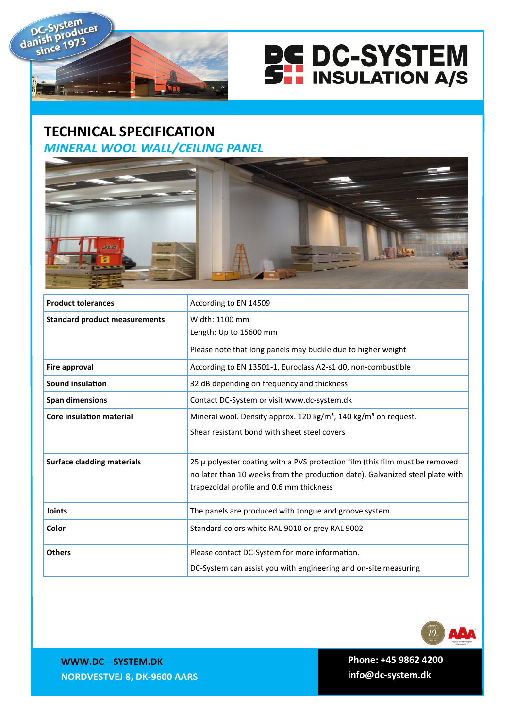DC-System danish producer since 1973

DC-SYSTEM INSULATION A/S

# TECHNICAL SPECIFICATION

## *MINERAL WOOL WALL/CEILING PANEL*

| | |
|---|---|
| **Product tolerances** | According to EN 14509 |
| **Standard product measurements** | Width: 1100 mm<br>Length: Up to 15600 mm<br>Please note that long panels may buckle due to higher weight |
| **Fire approval** | According to EN 13501-1, Euroclass A2-s1 d0, non-combustible |
| **Sound insulation** | 32 dB depending on frequency and thickness |
| **Span dimensions** | Contact DC-System or visit www.dc-system.dk |
| **Core insulation material** | Mineral wool. Density approx. 120 kg/m³, 140 kg/m³ on request.<br>Shear resistant bond with sheet steel covers |
| **Surface cladding materials** | 25 µ polyester coating with a PVS protection film (this film must be removed no later than 10 weeks from the production date). Galvanized steel plate with trapezoidal profile and 0.6 mm thickness |
| **Joints** | The panels are produced with tongue and groove system |
| **Color** | Standard colors white RAL 9010 or grey RAL 9002 |
| **Others** | Please contact DC-System for more information.<br>DC-System can assist you with engineering and on-site measuring |

**WWW.DC—SYSTEM.DK**
**NORDVESTVEJ 8, DK-9600 AARS**

**Phone: +45 9862 4200**
**info@dc-system.dk**